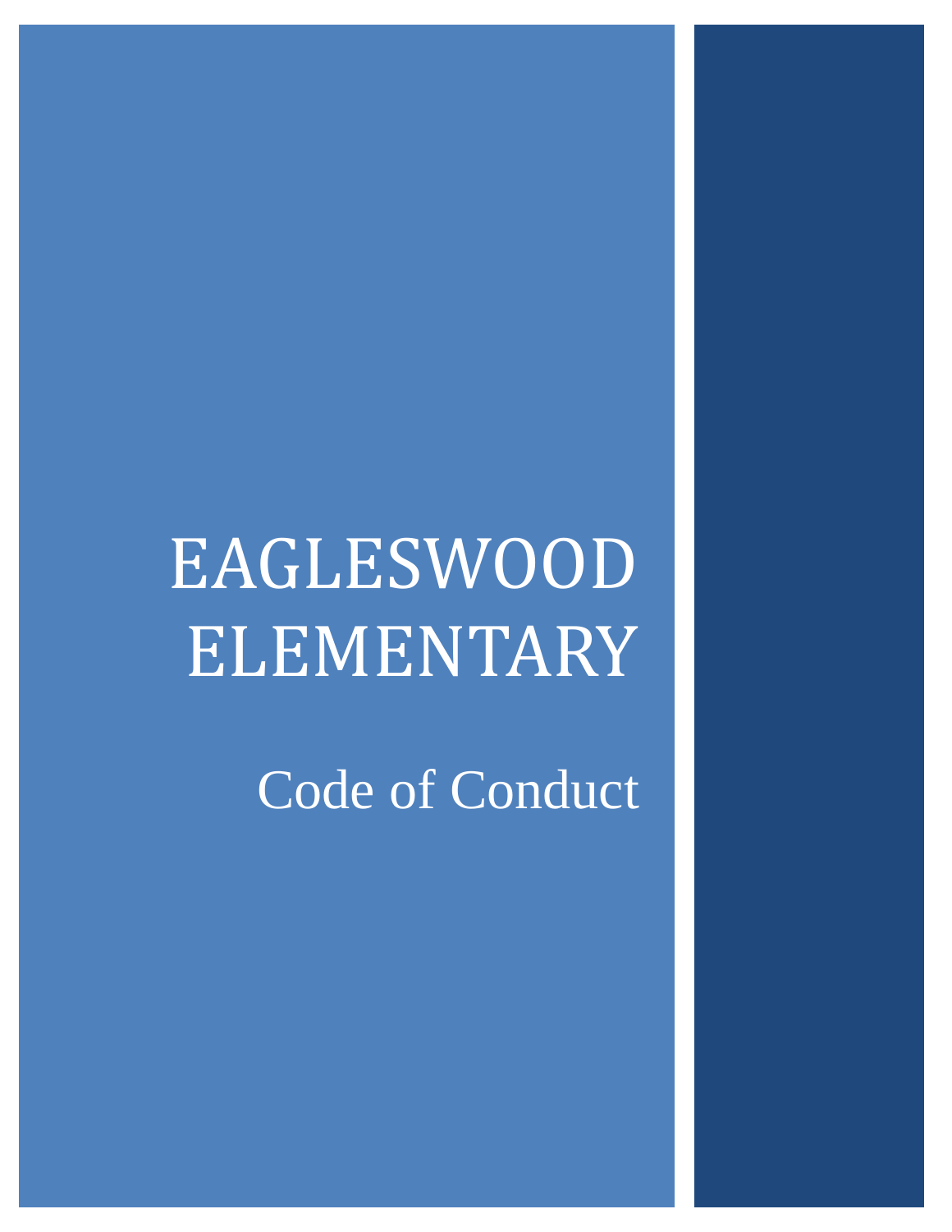# EAGLESWOOD ELEMENTARY

## Code of Conduct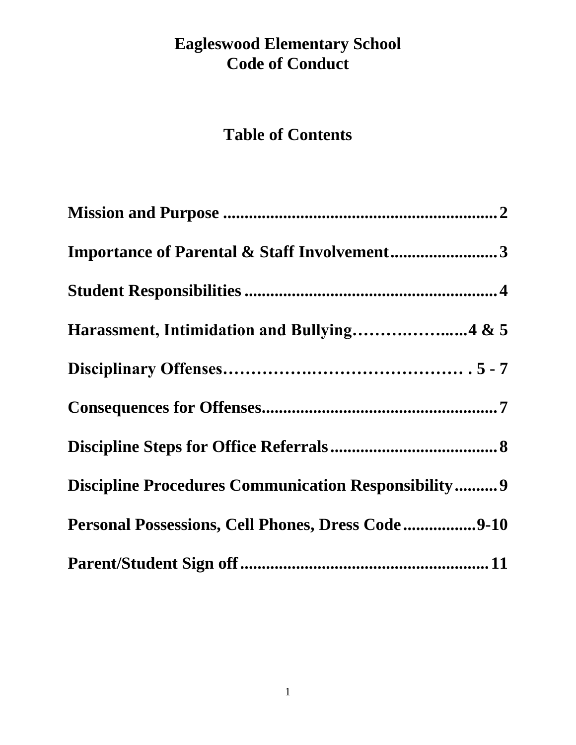# Eagleswood Elementary School
# Code of Conduct

## Table of Contents

**Mission and Purpose ................................................................ 2**

**Importance of Parental & Staff Involvement ......................... 3**

**Student Responsibilities ........................................................... 4**

**Harassment, Intimidation and Bullying……….……..….4 & 5**

**Disciplinary Offenses………….……………………… . 5 - 7**

**Consequences for Offenses........................................................ 7**

**Discipline Steps for Office Referrals ........................................ 8**

**Discipline Procedures Communication Responsibility.......... 9**

**Personal Possessions, Cell Phones, Dress Code .................9-10**

**Parent/Student Sign off ........................................................... 11**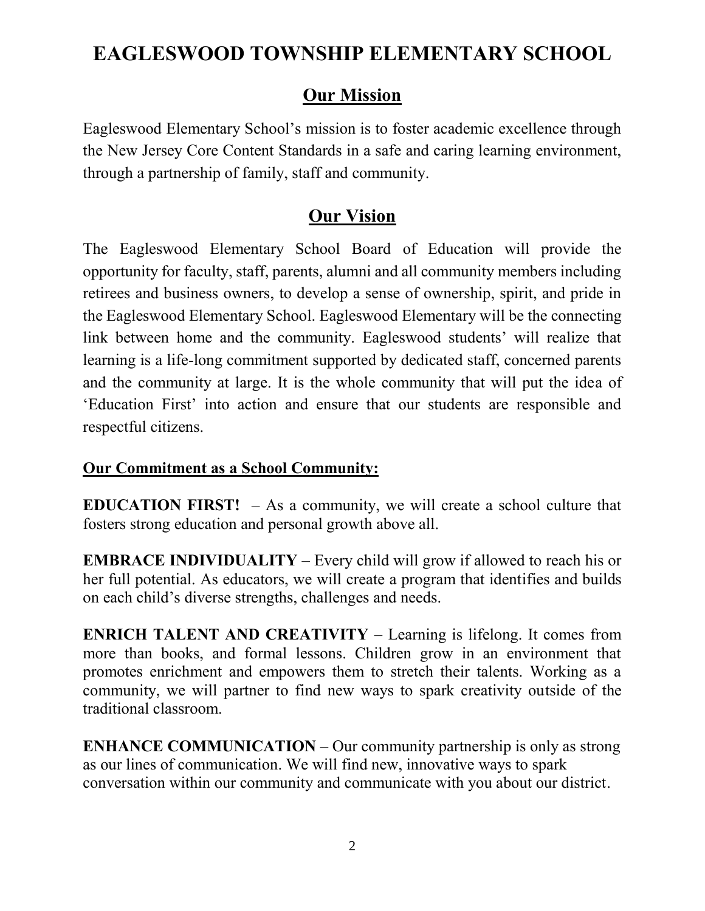# EAGLESWOOD TOWNSHIP ELEMENTARY SCHOOL

## Our Mission

Eagleswood Elementary School's mission is to foster academic excellence through the New Jersey Core Content Standards in a safe and caring learning environment, through a partnership of family, staff and community.

## Our Vision

The Eagleswood Elementary School Board of Education will provide the opportunity for faculty, staff, parents, alumni and all community members including retirees and business owners, to develop a sense of ownership, spirit, and pride in the Eagleswood Elementary School. Eagleswood Elementary will be the connecting link between home and the community. Eagleswood students' will realize that learning is a life-long commitment supported by dedicated staff, concerned parents and the community at large. It is the whole community that will put the idea of 'Education First' into action and ensure that our students are responsible and respectful citizens.

### Our Commitment as a School Community:

**EDUCATION FIRST!** – As a community, we will create a school culture that fosters strong education and personal growth above all.

**EMBRACE INDIVIDUALITY** – Every child will grow if allowed to reach his or her full potential. As educators, we will create a program that identifies and builds on each child's diverse strengths, challenges and needs.

**ENRICH TALENT AND CREATIVITY** – Learning is lifelong. It comes from more than books, and formal lessons. Children grow in an environment that promotes enrichment and empowers them to stretch their talents. Working as a community, we will partner to find new ways to spark creativity outside of the traditional classroom.

**ENHANCE COMMUNICATION** – Our community partnership is only as strong as our lines of communication. We will find new, innovative ways to spark conversation within our community and communicate with you about our district.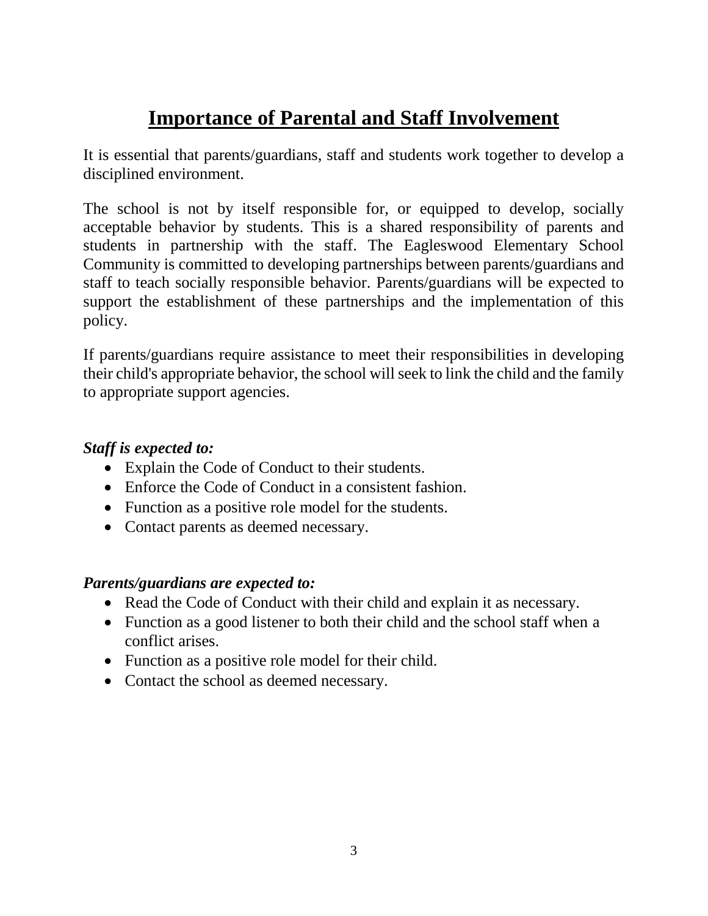# Importance of Parental and Staff Involvement

It is essential that parents/guardians, staff and students work together to develop a disciplined environment.

The school is not by itself responsible for, or equipped to develop, socially acceptable behavior by students. This is a shared responsibility of parents and students in partnership with the staff. The Eagleswood Elementary School Community is committed to developing partnerships between parents/guardians and staff to teach socially responsible behavior. Parents/guardians will be expected to support the establishment of these partnerships and the implementation of this policy.

If parents/guardians require assistance to meet their responsibilities in developing their child's appropriate behavior, the school will seek to link the child and the family to appropriate support agencies.

***Staff is expected to:***

- Explain the Code of Conduct to their students.
- Enforce the Code of Conduct in a consistent fashion.
- Function as a positive role model for the students.
- Contact parents as deemed necessary.

***Parents/guardians are expected to:***

- Read the Code of Conduct with their child and explain it as necessary.
- Function as a good listener to both their child and the school staff when a conflict arises.
- Function as a positive role model for their child.
- Contact the school as deemed necessary.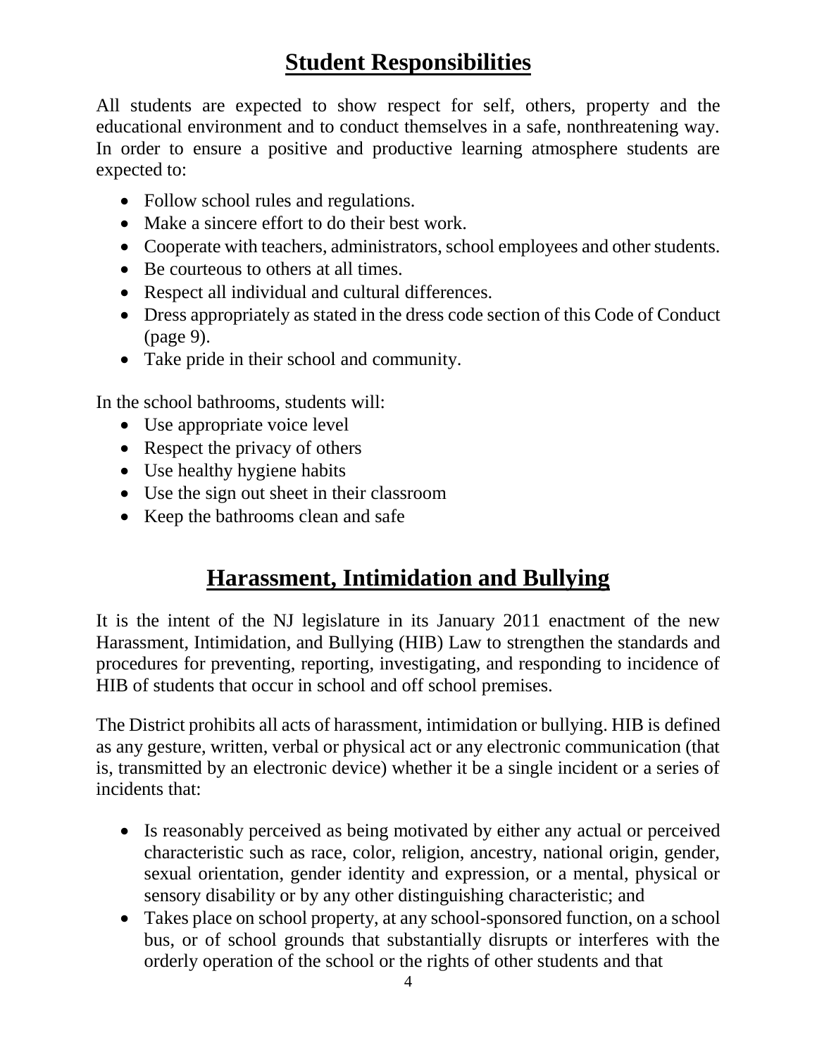## Student Responsibilities

All students are expected to show respect for self, others, property and the educational environment and to conduct themselves in a safe, nonthreatening way. In order to ensure a positive and productive learning atmosphere students are expected to:

- Follow school rules and regulations.
- Make a sincere effort to do their best work.
- Cooperate with teachers, administrators, school employees and other students.
- Be courteous to others at all times.
- Respect all individual and cultural differences.
- Dress appropriately as stated in the dress code section of this Code of Conduct (page 9).
- Take pride in their school and community.

In the school bathrooms, students will:

- Use appropriate voice level
- Respect the privacy of others
- Use healthy hygiene habits
- Use the sign out sheet in their classroom
- Keep the bathrooms clean and safe

## Harassment, Intimidation and Bullying

It is the intent of the NJ legislature in its January 2011 enactment of the new Harassment, Intimidation, and Bullying (HIB) Law to strengthen the standards and procedures for preventing, reporting, investigating, and responding to incidence of HIB of students that occur in school and off school premises.

The District prohibits all acts of harassment, intimidation or bullying. HIB is defined as any gesture, written, verbal or physical act or any electronic communication (that is, transmitted by an electronic device) whether it be a single incident or a series of incidents that:

- Is reasonably perceived as being motivated by either any actual or perceived characteristic such as race, color, religion, ancestry, national origin, gender, sexual orientation, gender identity and expression, or a mental, physical or sensory disability or by any other distinguishing characteristic; and
- Takes place on school property, at any school-sponsored function, on a school bus, or of school grounds that substantially disrupts or interferes with the orderly operation of the school or the rights of other students and that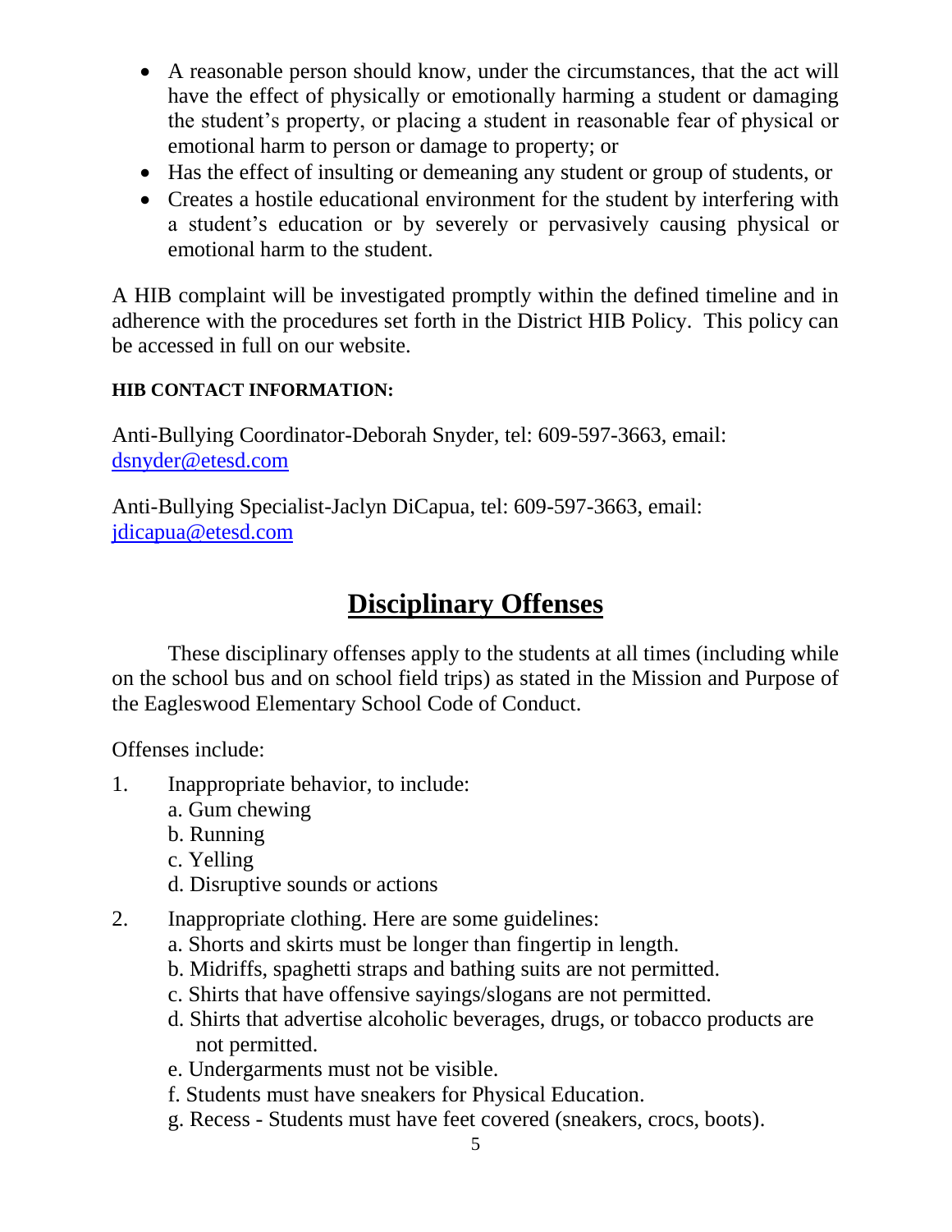- A reasonable person should know, under the circumstances, that the act will have the effect of physically or emotionally harming a student or damaging the student's property, or placing a student in reasonable fear of physical or emotional harm to person or damage to property; or
- Has the effect of insulting or demeaning any student or group of students, or
- Creates a hostile educational environment for the student by interfering with a student's education or by severely or pervasively causing physical or emotional harm to the student.

A HIB complaint will be investigated promptly within the defined timeline and in adherence with the procedures set forth in the District HIB Policy. This policy can be accessed in full on our website.

**HIB CONTACT INFORMATION:**

Anti-Bullying Coordinator-Deborah Snyder, tel: 609-597-3663, email: dsnyder@etesd.com

Anti-Bullying Specialist-Jaclyn DiCapua, tel: 609-597-3663, email: jdicapua@etesd.com

# Disciplinary Offenses

These disciplinary offenses apply to the students at all times (including while on the school bus and on school field trips) as stated in the Mission and Purpose of the Eagleswood Elementary School Code of Conduct.

Offenses include:

1. Inappropriate behavior, to include:
   a. Gum chewing
   b. Running
   c. Yelling
   d. Disruptive sounds or actions
2. Inappropriate clothing. Here are some guidelines:
   a. Shorts and skirts must be longer than fingertip in length.
   b. Midriffs, spaghetti straps and bathing suits are not permitted.
   c. Shirts that have offensive sayings/slogans are not permitted.
   d. Shirts that advertise alcoholic beverages, drugs, or tobacco products are not permitted.
   e. Undergarments must not be visible.
   f. Students must have sneakers for Physical Education.
   g. Recess - Students must have feet covered (sneakers, crocs, boots).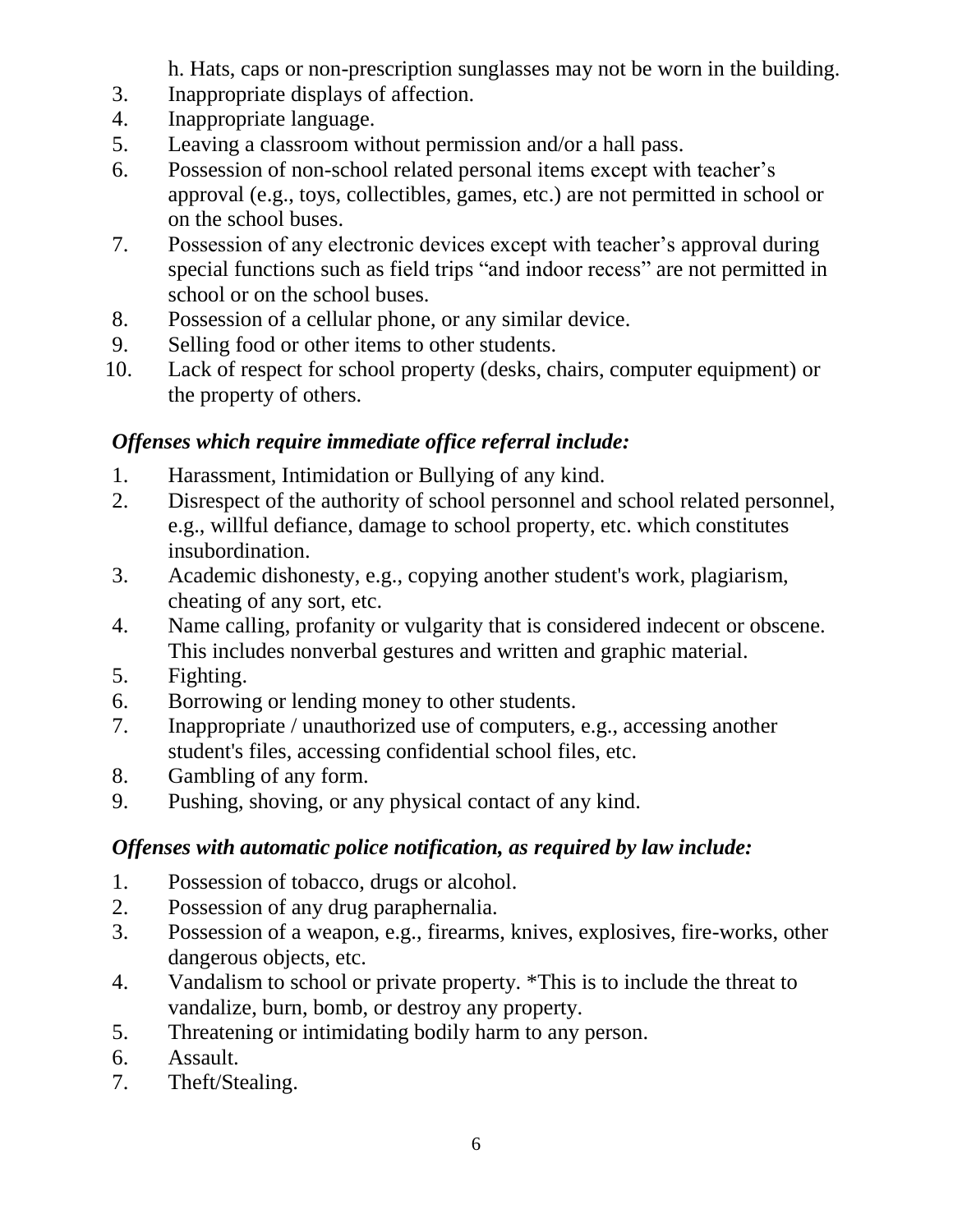h. Hats, caps or non-prescription sunglasses may not be worn in the building.

3. Inappropriate displays of affection.
4. Inappropriate language.
5. Leaving a classroom without permission and/or a hall pass.
6. Possession of non-school related personal items except with teacher's approval (e.g., toys, collectibles, games, etc.) are not permitted in school or on the school buses.
7. Possession of any electronic devices except with teacher's approval during special functions such as field trips "and indoor recess" are not permitted in school or on the school buses.
8. Possession of a cellular phone, or any similar device.
9. Selling food or other items to other students.
10. Lack of respect for school property (desks, chairs, computer equipment) or the property of others.

### *Offenses which require immediate office referral include:*

1. Harassment, Intimidation or Bullying of any kind.
2. Disrespect of the authority of school personnel and school related personnel, e.g., willful defiance, damage to school property, etc. which constitutes insubordination.
3. Academic dishonesty, e.g., copying another student's work, plagiarism, cheating of any sort, etc.
4. Name calling, profanity or vulgarity that is considered indecent or obscene. This includes nonverbal gestures and written and graphic material.
5. Fighting.
6. Borrowing or lending money to other students.
7. Inappropriate / unauthorized use of computers, e.g., accessing another student's files, accessing confidential school files, etc.
8. Gambling of any form.
9. Pushing, shoving, or any physical contact of any kind.

### *Offenses with automatic police notification, as required by law include:*

1. Possession of tobacco, drugs or alcohol.
2. Possession of any drug paraphernalia.
3. Possession of a weapon, e.g., firearms, knives, explosives, fire-works, other dangerous objects, etc.
4. Vandalism to school or private property. *This is to include the threat to vandalize, burn, bomb, or destroy any property.
5. Threatening or intimidating bodily harm to any person.
6. Assault.
7. Theft/Stealing.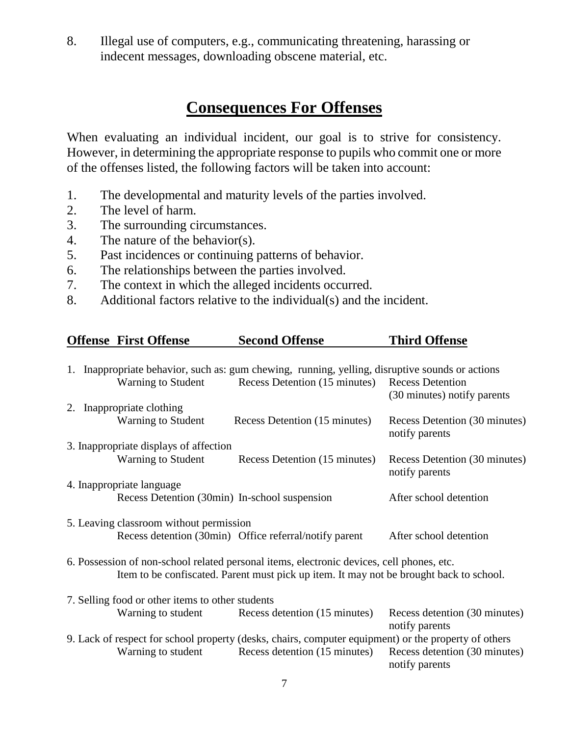8. Illegal use of computers, e.g., communicating threatening, harassing or indecent messages, downloading obscene material, etc.

## Consequences For Offenses

When evaluating an individual incident, our goal is to strive for consistency. However, in determining the appropriate response to pupils who commit one or more of the offenses listed, the following factors will be taken into account:

1. The developmental and maturity levels of the parties involved.
2. The level of harm.
3. The surrounding circumstances.
4. The nature of the behavior(s).
5. Past incidences or continuing patterns of behavior.
6. The relationships between the parties involved.
7. The context in which the alleged incidents occurred.
8. Additional factors relative to the individual(s) and the incident.

| Offense | First Offense | Second Offense | Third Offense |
|---|---|---|---|
| 1. Inappropriate behavior, such as: gum chewing, running, yelling, disruptive sounds or actions | Warning to Student | Recess Detention (15 minutes) | Recess Detention (30 minutes) notify parents |
| 2. Inappropriate clothing | Warning to Student | Recess Detention (15 minutes) | Recess Detention (30 minutes) notify parents |
| 3. Inappropriate displays of affection | Warning to Student | Recess Detention (15 minutes) | Recess Detention (30 minutes) notify parents |
| 4. Inappropriate language | Recess Detention (30min) | In-school suspension | After school detention |
| 5. Leaving classroom without permission | Recess detention (30min) | Office referral/notify parent | After school detention |
| 6. Possession of non-school related personal items, electronic devices, cell phones, etc. | Item to be confiscated. Parent must pick up item. It may not be brought back to school. | | |
| 7. Selling food or other items to other students | Warning to student | Recess detention (15 minutes) | Recess detention (30 minutes) notify parents |
| 9. Lack of respect for school property (desks, chairs, computer equipment) or the property of others | Warning to student | Recess detention (15 minutes) | Recess detention (30 minutes) notify parents |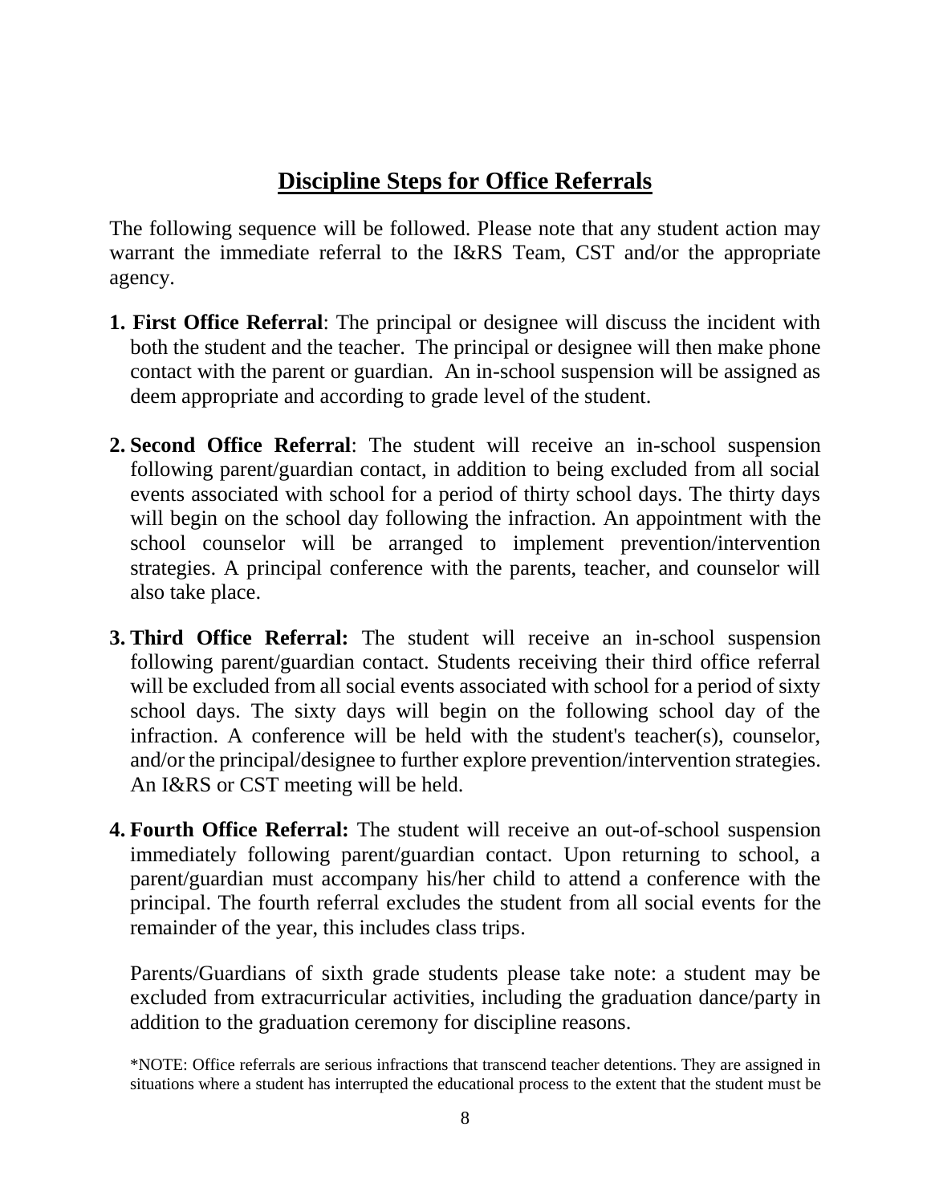## Discipline Steps for Office Referrals

The following sequence will be followed. Please note that any student action may warrant the immediate referral to the I&RS Team, CST and/or the appropriate agency.

1. **First Office Referral**: The principal or designee will discuss the incident with both the student and the teacher. The principal or designee will then make phone contact with the parent or guardian. An in-school suspension will be assigned as deem appropriate and according to grade level of the student.

2. **Second Office Referral**: The student will receive an in-school suspension following parent/guardian contact, in addition to being excluded from all social events associated with school for a period of thirty school days. The thirty days will begin on the school day following the infraction. An appointment with the school counselor will be arranged to implement prevention/intervention strategies. A principal conference with the parents, teacher, and counselor will also take place.

3. **Third Office Referral:** The student will receive an in-school suspension following parent/guardian contact. Students receiving their third office referral will be excluded from all social events associated with school for a period of sixty school days. The sixty days will begin on the following school day of the infraction. A conference will be held with the student's teacher(s), counselor, and/or the principal/designee to further explore prevention/intervention strategies. An I&RS or CST meeting will be held.

4. **Fourth Office Referral:** The student will receive an out-of-school suspension immediately following parent/guardian contact. Upon returning to school, a parent/guardian must accompany his/her child to attend a conference with the principal. The fourth referral excludes the student from all social events for the remainder of the year, this includes class trips.

   Parents/Guardians of sixth grade students please take note: a student may be excluded from extracurricular activities, including the graduation dance/party in addition to the graduation ceremony for discipline reasons.

   *NOTE: Office referrals are serious infractions that transcend teacher detentions. They are assigned in situations where a student has interrupted the educational process to the extent that the student must be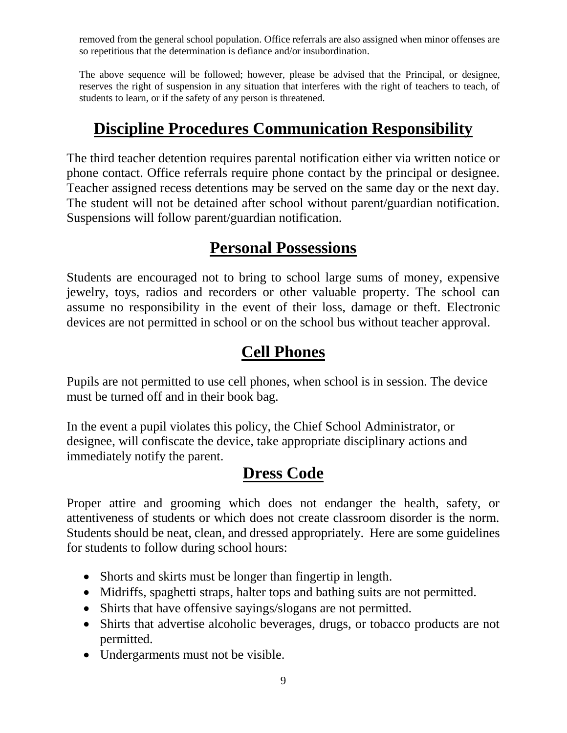removed from the general school population. Office referrals are also assigned when minor offenses are so repetitious that the determination is defiance and/or insubordination.

The above sequence will be followed; however, please be advised that the Principal, or designee, reserves the right of suspension in any situation that interferes with the right of teachers to teach, of students to learn, or if the safety of any person is threatened.

## Discipline Procedures Communication Responsibility

The third teacher detention requires parental notification either via written notice or phone contact. Office referrals require phone contact by the principal or designee. Teacher assigned recess detentions may be served on the same day or the next day. The student will not be detained after school without parent/guardian notification. Suspensions will follow parent/guardian notification.

## Personal Possessions

Students are encouraged not to bring to school large sums of money, expensive jewelry, toys, radios and recorders or other valuable property. The school can assume no responsibility in the event of their loss, damage or theft. Electronic devices are not permitted in school or on the school bus without teacher approval.

## Cell Phones

Pupils are not permitted to use cell phones, when school is in session. The device must be turned off and in their book bag.

In the event a pupil violates this policy, the Chief School Administrator, or designee, will confiscate the device, take appropriate disciplinary actions and immediately notify the parent.

## Dress Code

Proper attire and grooming which does not endanger the health, safety, or attentiveness of students or which does not create classroom disorder is the norm. Students should be neat, clean, and dressed appropriately. Here are some guidelines for students to follow during school hours:

- Shorts and skirts must be longer than fingertip in length.
- Midriffs, spaghetti straps, halter tops and bathing suits are not permitted.
- Shirts that have offensive sayings/slogans are not permitted.
- Shirts that advertise alcoholic beverages, drugs, or tobacco products are not permitted.
- Undergarments must not be visible.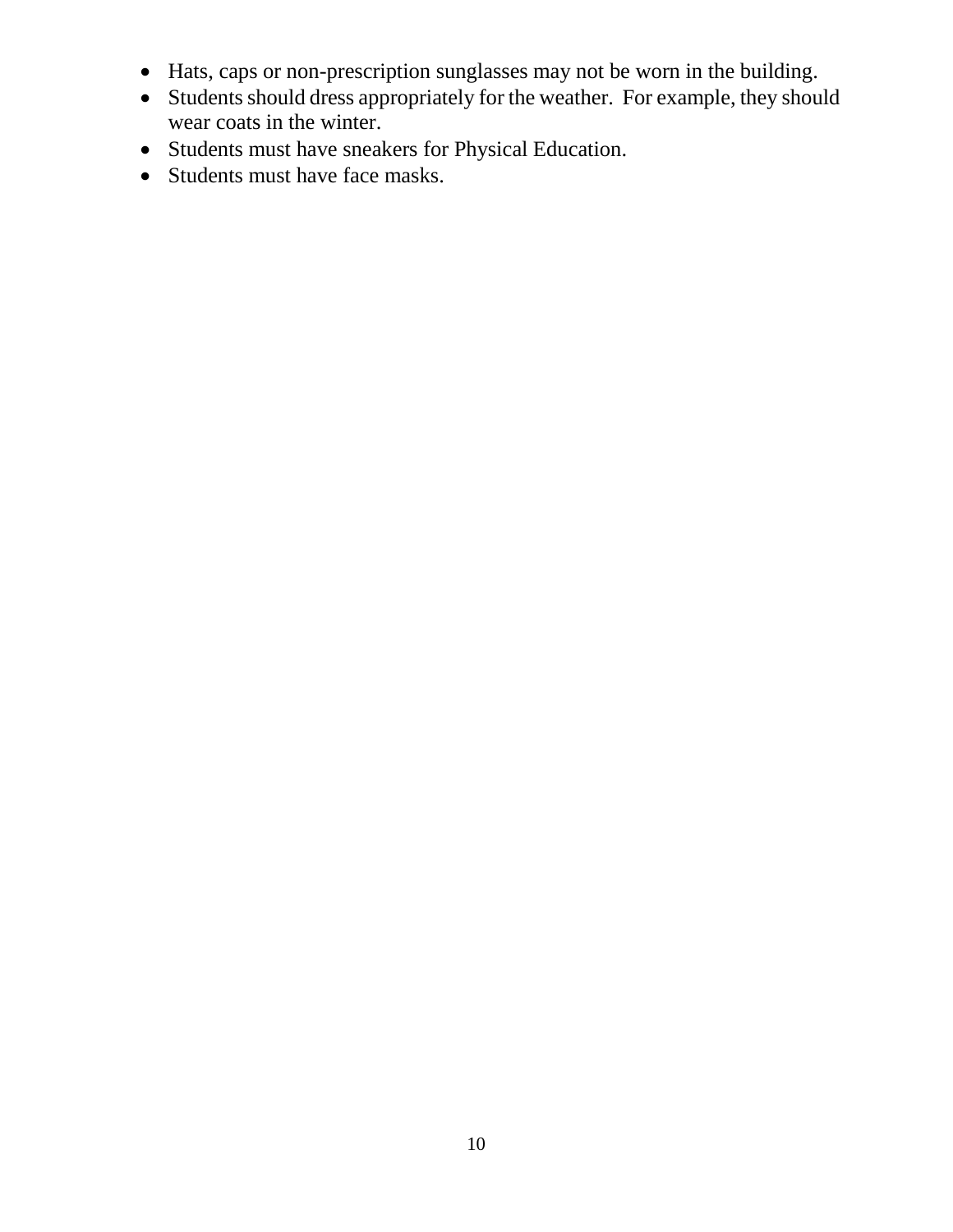- Hats, caps or non-prescription sunglasses may not be worn in the building.
- Students should dress appropriately for the weather. For example, they should wear coats in the winter.
- Students must have sneakers for Physical Education.
- Students must have face masks.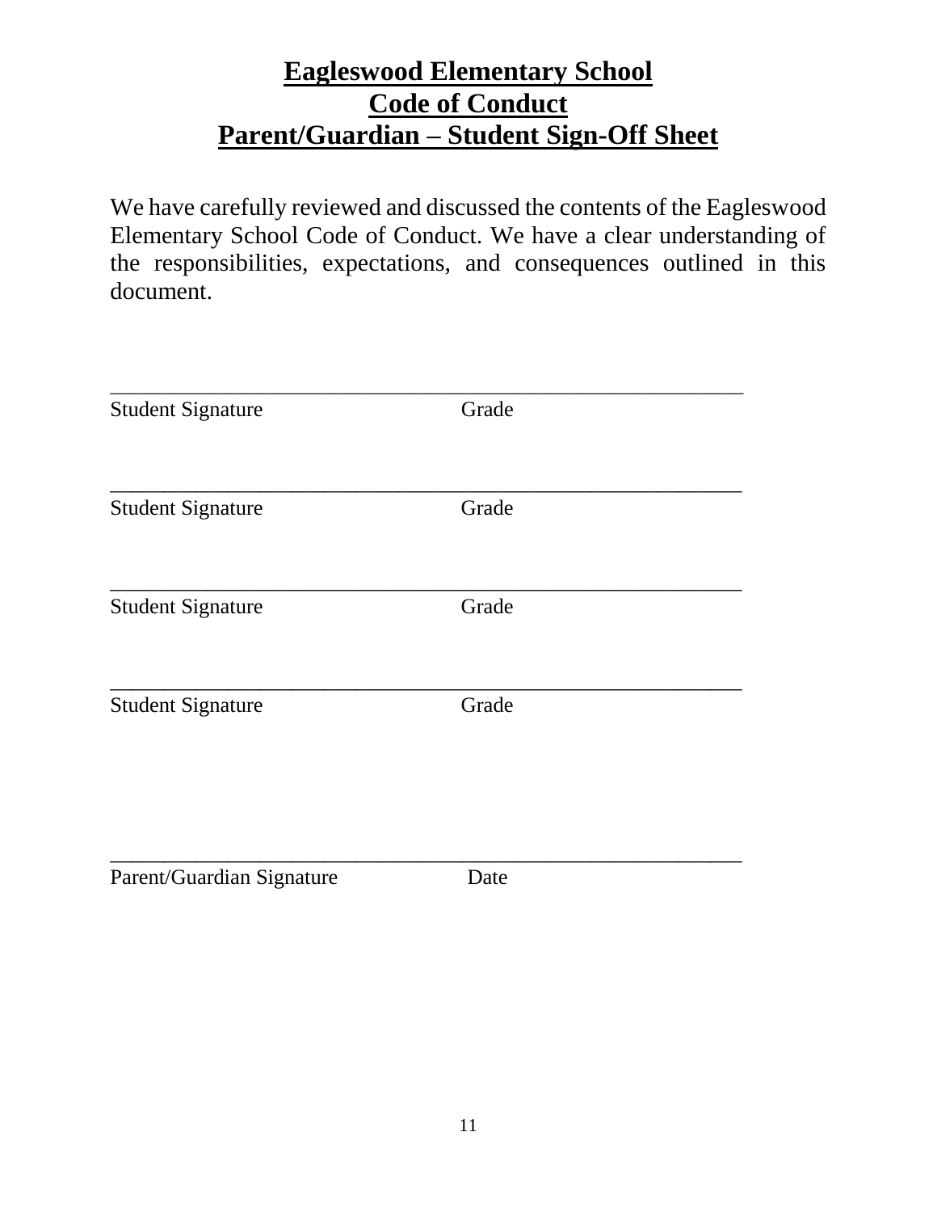# **Eagleswood Elementary School**
# **Code of Conduct**
# **Parent/Guardian – Student Sign-Off Sheet**

We have carefully reviewed and discussed the contents of the Eagleswood Elementary School Code of Conduct. We have a clear understanding of the responsibilities, expectations, and consequences outlined in this document.

______________________________________________________________

Student Signature Grade

______________________________________________________________

Student Signature Grade

______________________________________________________________

Student Signature Grade

______________________________________________________________

Student Signature Grade

______________________________________________________________

Parent/Guardian Signature Date